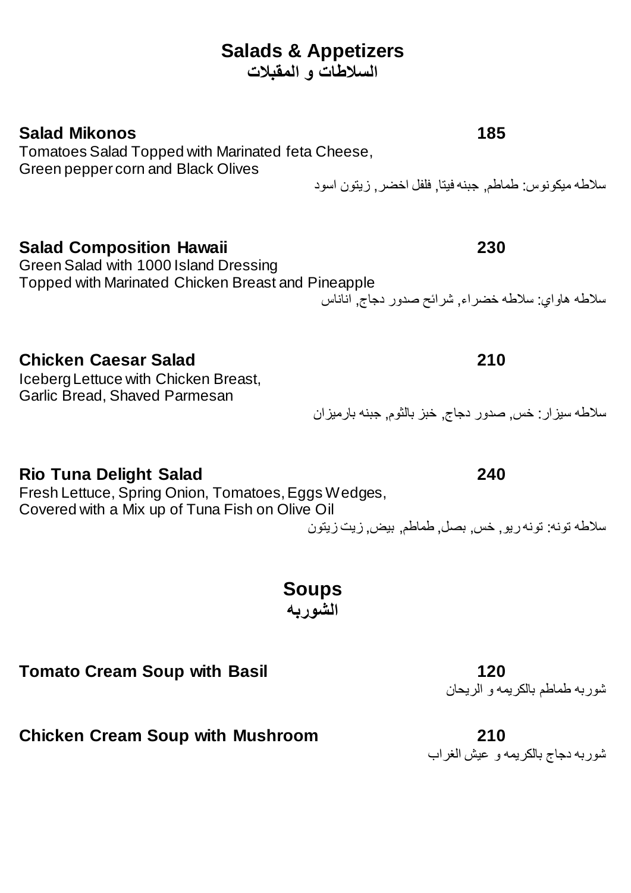# Salads & Appetizers
# السلاطات و المقبلات

**Salad Mikonos** **185**

Tomatoes Salad Topped with Marinated feta Cheese,
Green pepper corn and Black Olives

سلاطه ميكونوس: طماطم, جبنه فيتا, فلفل اخضر, زيتون اسود

**Salad Composition Hawaii** **230**

Green Salad with 1000 Island Dressing
Topped with Marinated Chicken Breast and Pineapple

سلاطه هاواي: سلاطه خضراء, شرائح صدور دجاج, اناناس

**Chicken Caesar Salad** **210**

Iceberg Lettuce with Chicken Breast,
Garlic Bread, Shaved Parmesan

سلاطه سيزار: خس, صدور دجاج, خبز بالثوم, جبنه بارميزان

**Rio Tuna Delight Salad** **240**

Fresh Lettuce, Spring Onion, Tomatoes, Eggs Wedges,
Covered with a Mix up of Tuna Fish on Olive Oil

سلاطه تونه: تونه ريو, خس, بصل, طماطم, بيض, زيت زيتون

# Soups
# الشوربه

**Tomato Cream Soup with Basil** **120**

شوربه طماطم بالكريمه و الريحان

**Chicken Cream Soup with Mushroom** **210**

شوربه دجاج بالكريمه و عيش الغراب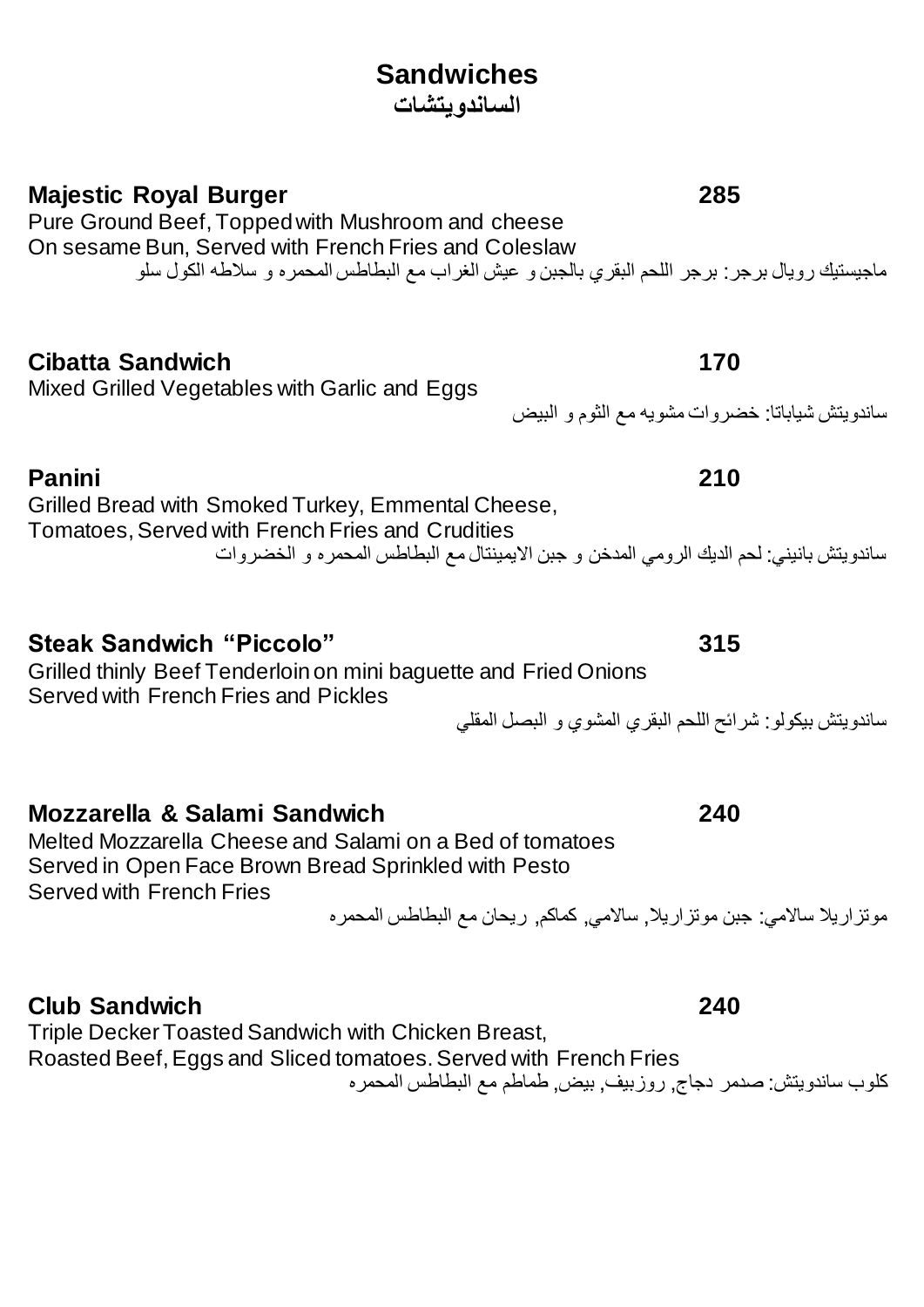# Sandwiches
## الساندويتشات

### Majestic Royal Burger 285

Pure Ground Beef, Topped with Mushroom and cheese
On sesame Bun, Served with French Fries and Coleslaw

ماجيستيك رويال برجر: برجر اللحم البقري بالجبن و عيش الغراب مع البطاطس المحمره و سلاطه الكول سلو

### Cibatta Sandwich 170

Mixed Grilled Vegetables with Garlic and Eggs

ساندويتش شياباتا: خضروات مشويه مع الثوم و البيض

### Panini 210

Grilled Bread with Smoked Turkey, Emmental Cheese,
Tomatoes, Served with French Fries and Crudities

ساندويتش بانيني: لحم الديك الرومي المدخن و جبن الايمينتال مع البطاطس المحمره و الخضروات

### Steak Sandwich "Piccolo" 315

Grilled thinly Beef Tenderloin on mini baguette and Fried Onions
Served with French Fries and Pickles

ساندويتش بيكولو: شرائح اللحم البقري المشوي و البصل المقلي

### Mozzarella & Salami Sandwich 240

Melted Mozzarella Cheese and Salami on a Bed of tomatoes
Served in Open Face Brown Bread Sprinkled with Pesto
Served with French Fries

موتزاريلا سالامي: جبن موتزاريلا, سالامي, كماكم, ريحان مع البطاطس المحمره

### Club Sandwich 240

Triple Decker Toasted Sandwich with Chicken Breast,
Roasted Beef, Eggs and Sliced tomatoes. Served with French Fries

كلوب ساندويتش: صدمر دجاج, روزبيف, بيض, طماطم مع البطاطس المحمره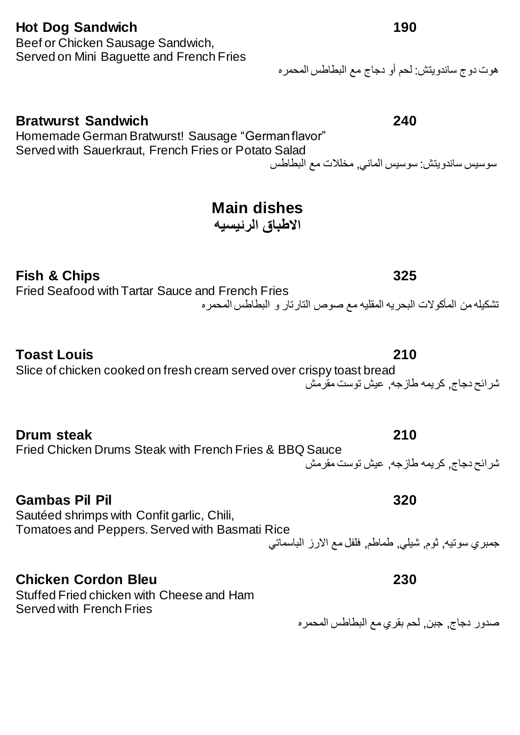**Hot Dog Sandwich** 190

Beef or Chicken Sausage Sandwich,
Served on Mini Baguette and French Fries

هوت دوج ساندويتش: لحم أو دجاج مع البطاطس المحمره

**Bratwurst Sandwich** 240

Homemade German Bratwurst! Sausage "German flavor"
Served with Sauerkraut, French Fries or Potato Salad

سوسيس ساندويتش: سوسيس الماني, مخللات مع البطاطس

## Main dishes
## الاطباق الرئيسيه

**Fish & Chips** 325

Fried Seafood with Tartar Sauce and French Fries

تشكيله من المأكولات البحريه المقليه مع صوص التارتار و البطاطس المحمره

**Toast Louis** 210

Slice of chicken cooked on fresh cream served over crispy toast bread

شرائح دجاج, كريمه طازجه, عيش توست مقرمش

**Drum steak** 210

Fried Chicken Drums Steak with French Fries & BBQ Sauce

شرائح دجاج, كريمه طازجه, عيش توست مقرمش

**Gambas Pil Pil** 320

Sautéed shrimps with Confit garlic, Chili,
Tomatoes and Peppers. Served with Basmati Rice

جمبري سوتيه, ثوم, شيلي, طماطم, فلفل مع الارز الباسماتي

**Chicken Cordon Bleu** 230

Stuffed Fried chicken with Cheese and Ham
Served with French Fries

صدور دجاج, جبن, لحم بقري مع البطاطس المحمره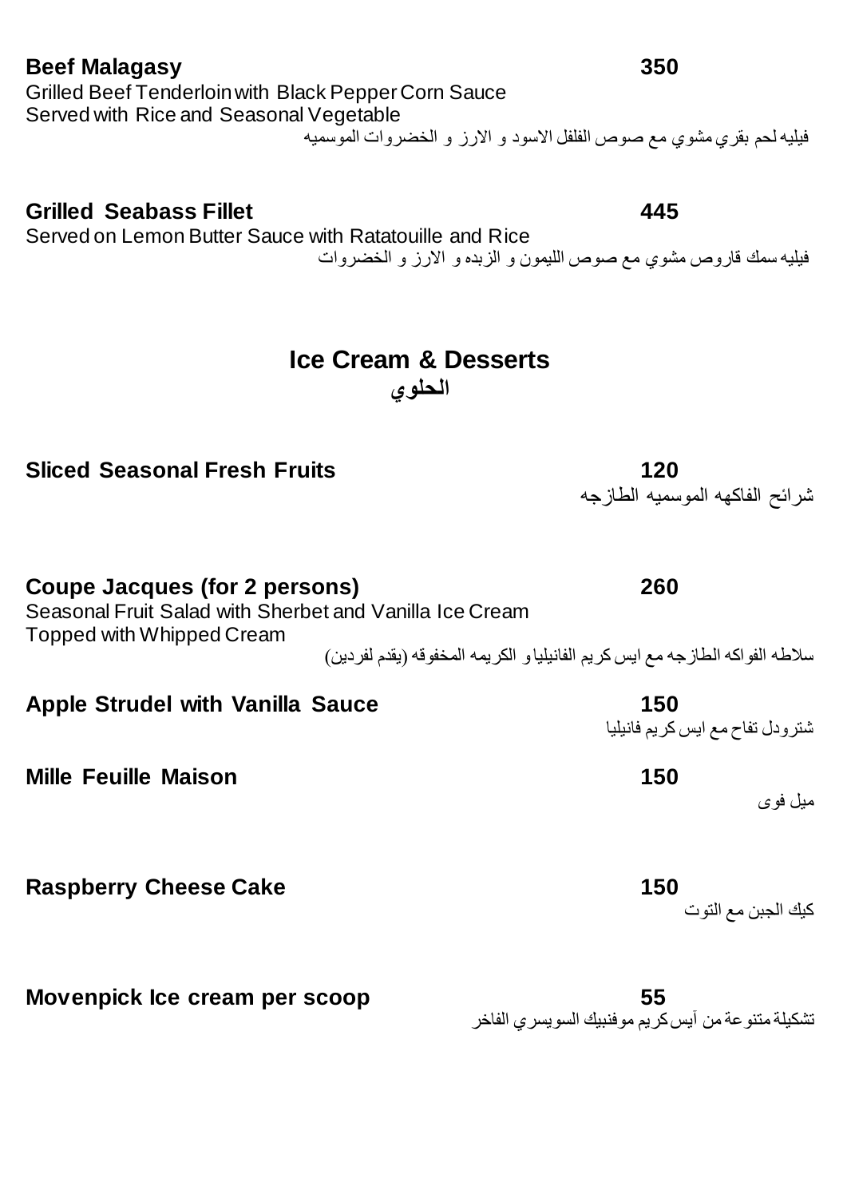**Beef Malagasy** **350**

Grilled Beef Tenderloin with Black Pepper Corn Sauce
Served with Rice and Seasonal Vegetable

فيليه لحم بقري مشوي مع صوص الفلفل الاسود و الارز و الخضروات الموسميه

**Grilled Seabass Fillet** **445**

Served on Lemon Butter Sauce with Ratatouille and Rice

فيليه سمك قاروص مشوي مع صوص الليمون و الزبده و الارز و الخضروات

## Ice Cream & Desserts

## الحلوي

**Sliced Seasonal Fresh Fruits** **120**

شرائح الفاكهه الموسميه الطازجه

**Coupe Jacques (for 2 persons)** **260**

Seasonal Fruit Salad with Sherbet and Vanilla Ice Cream
Topped with Whipped Cream

سلاطه الفواكه الطازجه مع ايس كريم الفانيليا و الكريمه المخفوقه (يقدم لفردين)

**Apple Strudel with Vanilla Sauce** **150**

شترودل تفاح مع ايس كريم فانيليا

**Mille Feuille Maison** **150**

ميل فوى

**Raspberry Cheese Cake** **150**

كيك الجبن مع التوت

**Movenpick Ice cream per scoop** **55**

تشكيلة متنوعة من آيس كريم موفنبيك السويسري الفاخر